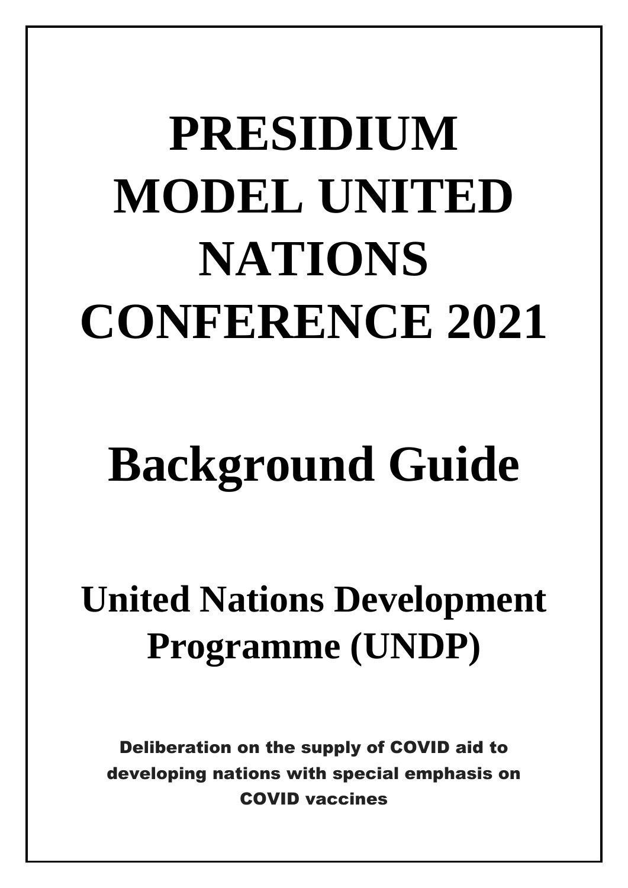# PRESIDIUM MODEL UNITED NATIONS CONFERENCE 2021

# Background Guide

## United Nations Development Programme (UNDP)

**Deliberation on the supply of COVID aid to developing nations with special emphasis on COVID vaccines**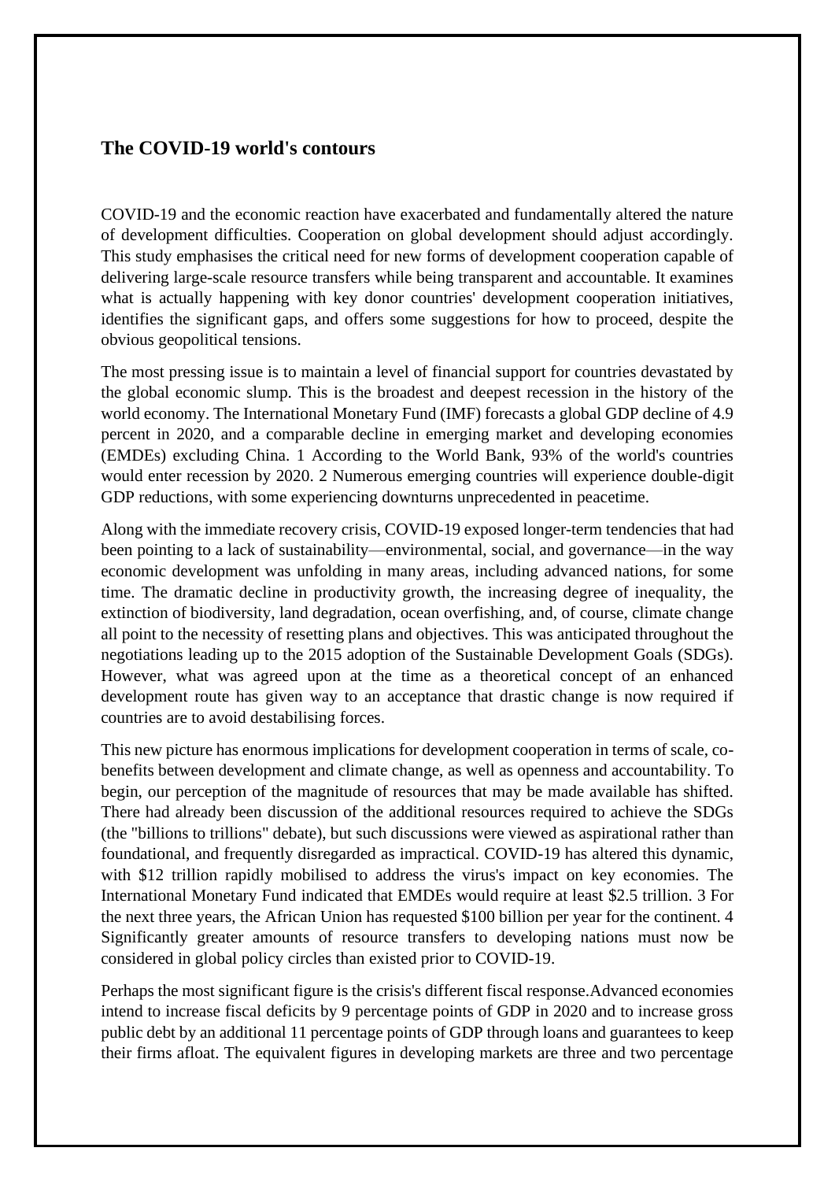## The COVID-19 world's contours

COVID-19 and the economic reaction have exacerbated and fundamentally altered the nature of development difficulties. Cooperation on global development should adjust accordingly. This study emphasises the critical need for new forms of development cooperation capable of delivering large-scale resource transfers while being transparent and accountable. It examines what is actually happening with key donor countries' development cooperation initiatives, identifies the significant gaps, and offers some suggestions for how to proceed, despite the obvious geopolitical tensions.

The most pressing issue is to maintain a level of financial support for countries devastated by the global economic slump. This is the broadest and deepest recession in the history of the world economy. The International Monetary Fund (IMF) forecasts a global GDP decline of 4.9 percent in 2020, and a comparable decline in emerging market and developing economies (EMDEs) excluding China. 1 According to the World Bank, 93% of the world's countries would enter recession by 2020. 2 Numerous emerging countries will experience double-digit GDP reductions, with some experiencing downturns unprecedented in peacetime.

Along with the immediate recovery crisis, COVID-19 exposed longer-term tendencies that had been pointing to a lack of sustainability—environmental, social, and governance—in the way economic development was unfolding in many areas, including advanced nations, for some time. The dramatic decline in productivity growth, the increasing degree of inequality, the extinction of biodiversity, land degradation, ocean overfishing, and, of course, climate change all point to the necessity of resetting plans and objectives. This was anticipated throughout the negotiations leading up to the 2015 adoption of the Sustainable Development Goals (SDGs). However, what was agreed upon at the time as a theoretical concept of an enhanced development route has given way to an acceptance that drastic change is now required if countries are to avoid destabilising forces.

This new picture has enormous implications for development cooperation in terms of scale, co-benefits between development and climate change, as well as openness and accountability. To begin, our perception of the magnitude of resources that may be made available has shifted. There had already been discussion of the additional resources required to achieve the SDGs (the "billions to trillions" debate), but such discussions were viewed as aspirational rather than foundational, and frequently disregarded as impractical. COVID-19 has altered this dynamic, with $12 trillion rapidly mobilised to address the virus's impact on key economies. The International Monetary Fund indicated that EMDEs would require at least $2.5 trillion. 3 For the next three years, the African Union has requested $100 billion per year for the continent. 4 Significantly greater amounts of resource transfers to developing nations must now be considered in global policy circles than existed prior to COVID-19.

Perhaps the most significant figure is the crisis's different fiscal response.Advanced economies intend to increase fiscal deficits by 9 percentage points of GDP in 2020 and to increase gross public debt by an additional 11 percentage points of GDP through loans and guarantees to keep their firms afloat. The equivalent figures in developing markets are three and two percentage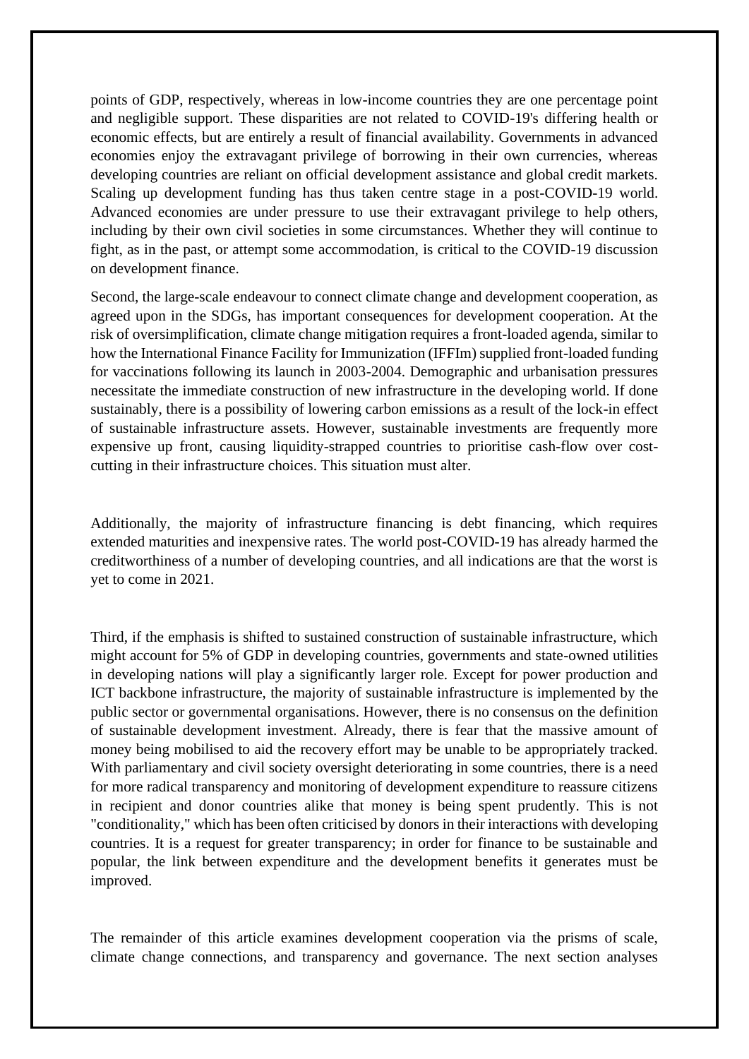points of GDP, respectively, whereas in low-income countries they are one percentage point and negligible support. These disparities are not related to COVID-19's differing health or economic effects, but are entirely a result of financial availability. Governments in advanced economies enjoy the extravagant privilege of borrowing in their own currencies, whereas developing countries are reliant on official development assistance and global credit markets. Scaling up development funding has thus taken centre stage in a post-COVID-19 world. Advanced economies are under pressure to use their extravagant privilege to help others, including by their own civil societies in some circumstances. Whether they will continue to fight, as in the past, or attempt some accommodation, is critical to the COVID-19 discussion on development finance.

Second, the large-scale endeavour to connect climate change and development cooperation, as agreed upon in the SDGs, has important consequences for development cooperation. At the risk of oversimplification, climate change mitigation requires a front-loaded agenda, similar to how the International Finance Facility for Immunization (IFFIm) supplied front-loaded funding for vaccinations following its launch in 2003-2004. Demographic and urbanisation pressures necessitate the immediate construction of new infrastructure in the developing world. If done sustainably, there is a possibility of lowering carbon emissions as a result of the lock-in effect of sustainable infrastructure assets. However, sustainable investments are frequently more expensive up front, causing liquidity-strapped countries to prioritise cash-flow over cost-cutting in their infrastructure choices. This situation must alter.

Additionally, the majority of infrastructure financing is debt financing, which requires extended maturities and inexpensive rates. The world post-COVID-19 has already harmed the creditworthiness of a number of developing countries, and all indications are that the worst is yet to come in 2021.

Third, if the emphasis is shifted to sustained construction of sustainable infrastructure, which might account for 5% of GDP in developing countries, governments and state-owned utilities in developing nations will play a significantly larger role. Except for power production and ICT backbone infrastructure, the majority of sustainable infrastructure is implemented by the public sector or governmental organisations. However, there is no consensus on the definition of sustainable development investment. Already, there is fear that the massive amount of money being mobilised to aid the recovery effort may be unable to be appropriately tracked. With parliamentary and civil society oversight deteriorating in some countries, there is a need for more radical transparency and monitoring of development expenditure to reassure citizens in recipient and donor countries alike that money is being spent prudently. This is not "conditionality," which has been often criticised by donors in their interactions with developing countries. It is a request for greater transparency; in order for finance to be sustainable and popular, the link between expenditure and the development benefits it generates must be improved.

The remainder of this article examines development cooperation via the prisms of scale, climate change connections, and transparency and governance. The next section analyses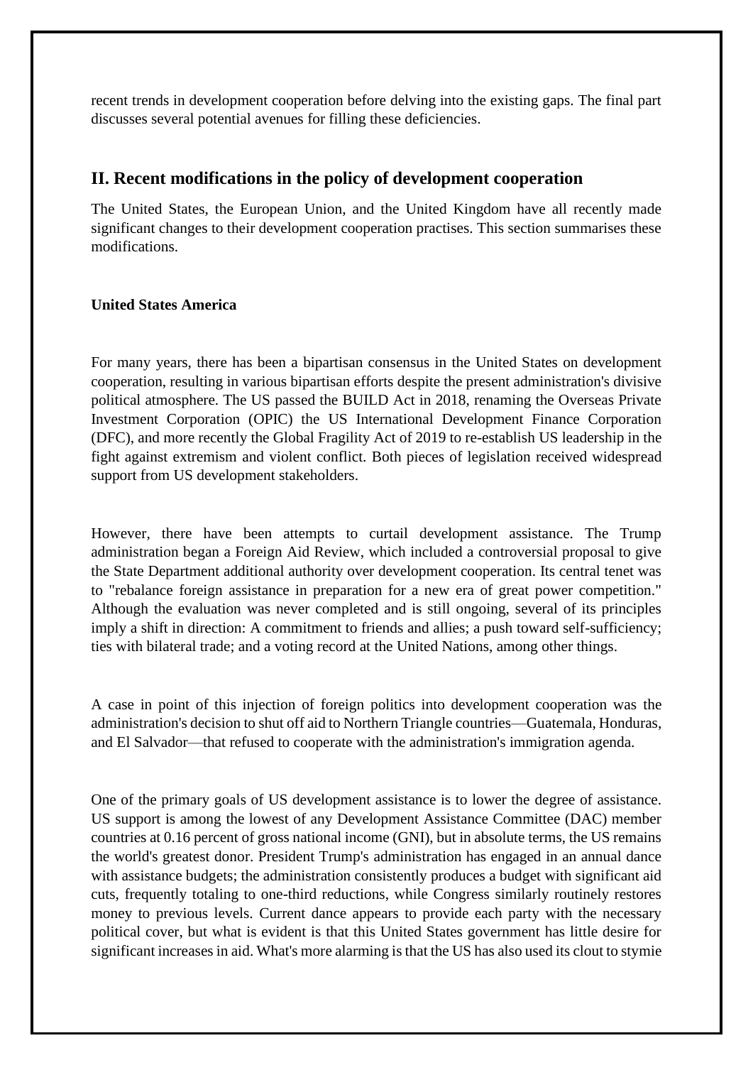recent trends in development cooperation before delving into the existing gaps. The final part discusses several potential avenues for filling these deficiencies.

## II. Recent modifications in the policy of development cooperation

The United States, the European Union, and the United Kingdom have all recently made significant changes to their development cooperation practises. This section summarises these modifications.

**United States America**

For many years, there has been a bipartisan consensus in the United States on development cooperation, resulting in various bipartisan efforts despite the present administration's divisive political atmosphere. The US passed the BUILD Act in 2018, renaming the Overseas Private Investment Corporation (OPIC) the US International Development Finance Corporation (DFC), and more recently the Global Fragility Act of 2019 to re-establish US leadership in the fight against extremism and violent conflict. Both pieces of legislation received widespread support from US development stakeholders.

However, there have been attempts to curtail development assistance. The Trump administration began a Foreign Aid Review, which included a controversial proposal to give the State Department additional authority over development cooperation. Its central tenet was to "rebalance foreign assistance in preparation for a new era of great power competition." Although the evaluation was never completed and is still ongoing, several of its principles imply a shift in direction: A commitment to friends and allies; a push toward self-sufficiency; ties with bilateral trade; and a voting record at the United Nations, among other things.

A case in point of this injection of foreign politics into development cooperation was the administration's decision to shut off aid to Northern Triangle countries—Guatemala, Honduras, and El Salvador—that refused to cooperate with the administration's immigration agenda.

One of the primary goals of US development assistance is to lower the degree of assistance. US support is among the lowest of any Development Assistance Committee (DAC) member countries at 0.16 percent of gross national income (GNI), but in absolute terms, the US remains the world's greatest donor. President Trump's administration has engaged in an annual dance with assistance budgets; the administration consistently produces a budget with significant aid cuts, frequently totaling to one-third reductions, while Congress similarly routinely restores money to previous levels. Current dance appears to provide each party with the necessary political cover, but what is evident is that this United States government has little desire for significant increases in aid. What's more alarming is that the US has also used its clout to stymie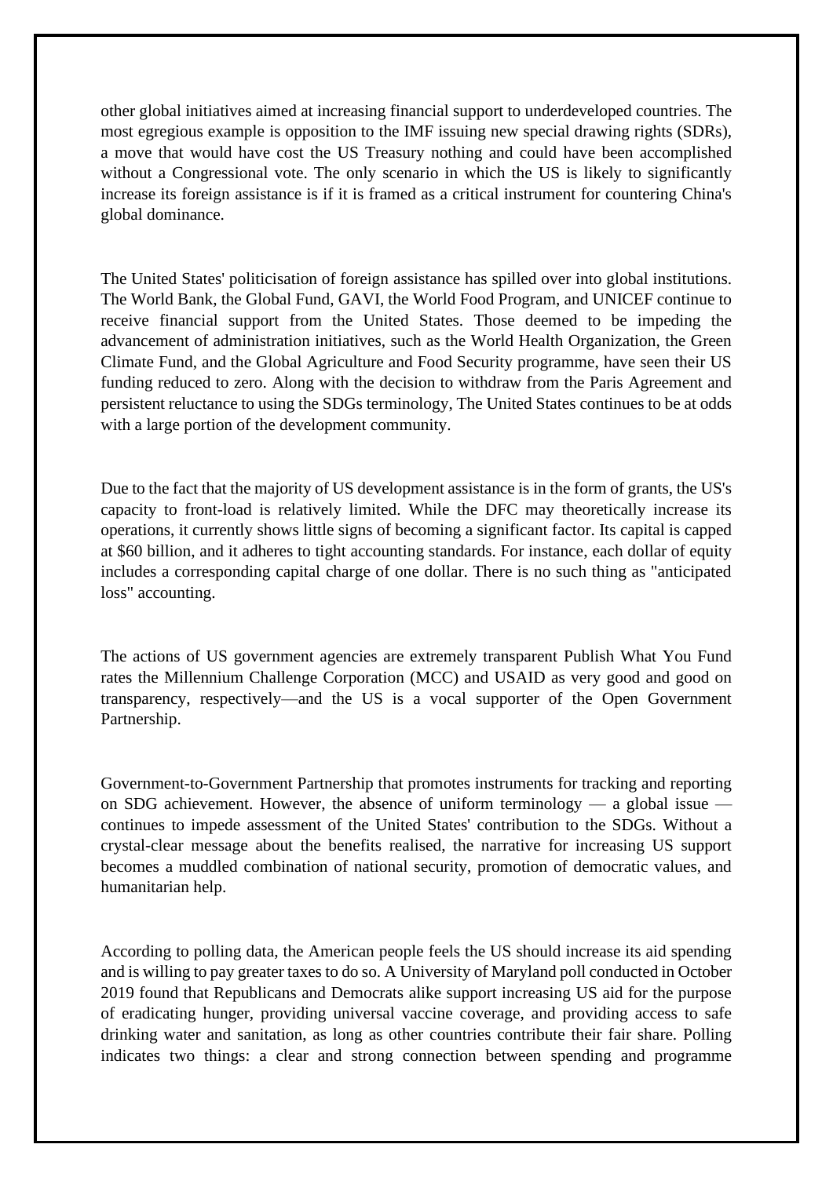other global initiatives aimed at increasing financial support to underdeveloped countries. The most egregious example is opposition to the IMF issuing new special drawing rights (SDRs), a move that would have cost the US Treasury nothing and could have been accomplished without a Congressional vote. The only scenario in which the US is likely to significantly increase its foreign assistance is if it is framed as a critical instrument for countering China's global dominance.

The United States' politicisation of foreign assistance has spilled over into global institutions. The World Bank, the Global Fund, GAVI, the World Food Program, and UNICEF continue to receive financial support from the United States. Those deemed to be impeding the advancement of administration initiatives, such as the World Health Organization, the Green Climate Fund, and the Global Agriculture and Food Security programme, have seen their US funding reduced to zero. Along with the decision to withdraw from the Paris Agreement and persistent reluctance to using the SDGs terminology, The United States continues to be at odds with a large portion of the development community.

Due to the fact that the majority of US development assistance is in the form of grants, the US's capacity to front-load is relatively limited. While the DFC may theoretically increase its operations, it currently shows little signs of becoming a significant factor. Its capital is capped at $60 billion, and it adheres to tight accounting standards. For instance, each dollar of equity includes a corresponding capital charge of one dollar. There is no such thing as "anticipated loss" accounting.

The actions of US government agencies are extremely transparent Publish What You Fund rates the Millennium Challenge Corporation (MCC) and USAID as very good and good on transparency, respectively—and the US is a vocal supporter of the Open Government Partnership.

Government-to-Government Partnership that promotes instruments for tracking and reporting on SDG achievement. However, the absence of uniform terminology — a global issue — continues to impede assessment of the United States' contribution to the SDGs. Without a crystal-clear message about the benefits realised, the narrative for increasing US support becomes a muddled combination of national security, promotion of democratic values, and humanitarian help.

According to polling data, the American people feels the US should increase its aid spending and is willing to pay greater taxes to do so. A University of Maryland poll conducted in October 2019 found that Republicans and Democrats alike support increasing US aid for the purpose of eradicating hunger, providing universal vaccine coverage, and providing access to safe drinking water and sanitation, as long as other countries contribute their fair share. Polling indicates two things: a clear and strong connection between spending and programme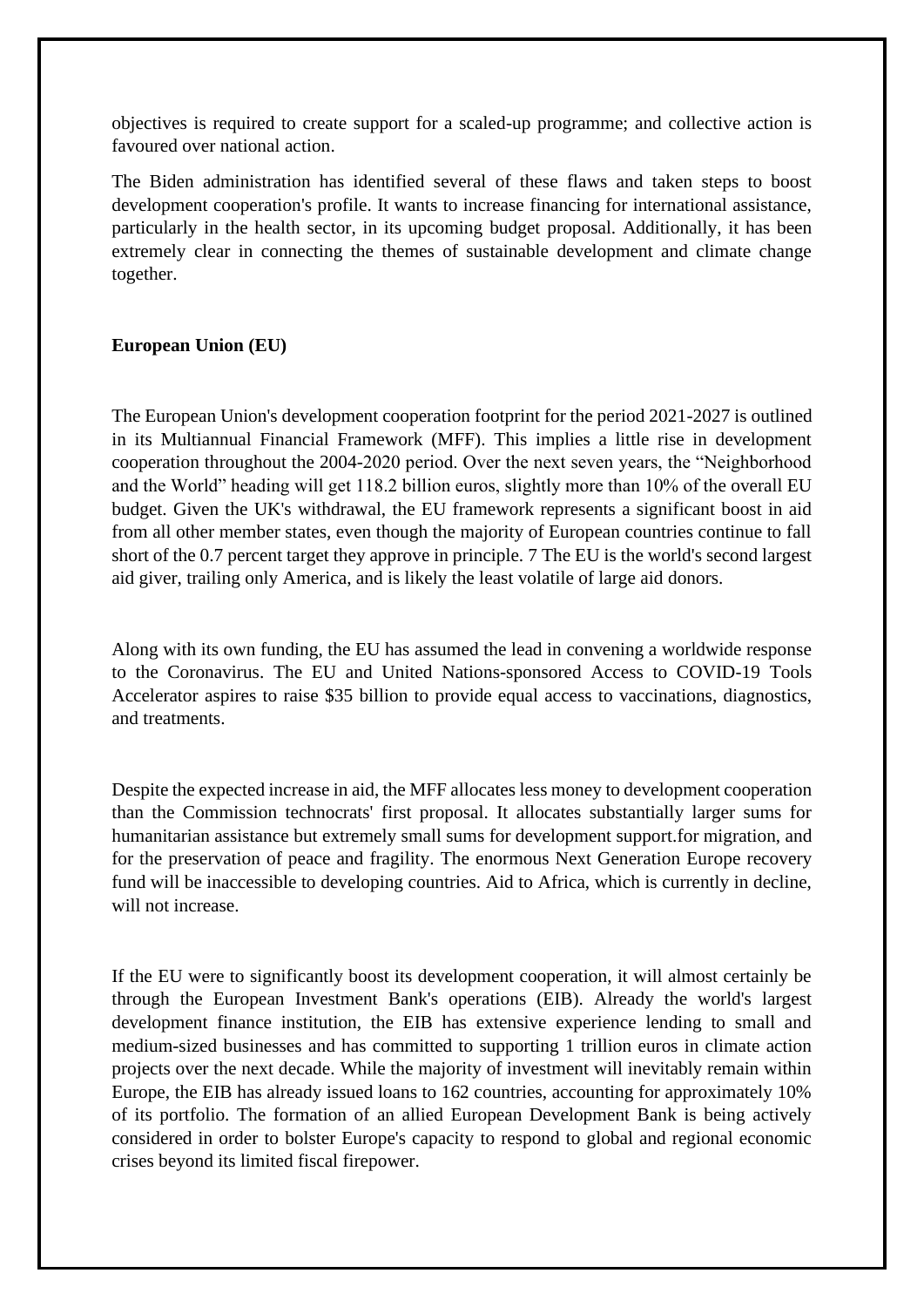objectives is required to create support for a scaled-up programme; and collective action is favoured over national action.

The Biden administration has identified several of these flaws and taken steps to boost development cooperation's profile. It wants to increase financing for international assistance, particularly in the health sector, in its upcoming budget proposal. Additionally, it has been extremely clear in connecting the themes of sustainable development and climate change together.

**European Union (EU)**

The European Union's development cooperation footprint for the period 2021-2027 is outlined in its Multiannual Financial Framework (MFF). This implies a little rise in development cooperation throughout the 2004-2020 period. Over the next seven years, the "Neighborhood and the World" heading will get 118.2 billion euros, slightly more than 10% of the overall EU budget. Given the UK's withdrawal, the EU framework represents a significant boost in aid from all other member states, even though the majority of European countries continue to fall short of the 0.7 percent target they approve in principle. 7 The EU is the world's second largest aid giver, trailing only America, and is likely the least volatile of large aid donors.

Along with its own funding, the EU has assumed the lead in convening a worldwide response to the Coronavirus. The EU and United Nations-sponsored Access to COVID-19 Tools Accelerator aspires to raise $35 billion to provide equal access to vaccinations, diagnostics, and treatments.

Despite the expected increase in aid, the MFF allocates less money to development cooperation than the Commission technocrats' first proposal. It allocates substantially larger sums for humanitarian assistance but extremely small sums for development support.for migration, and for the preservation of peace and fragility. The enormous Next Generation Europe recovery fund will be inaccessible to developing countries. Aid to Africa, which is currently in decline, will not increase.

If the EU were to significantly boost its development cooperation, it will almost certainly be through the European Investment Bank's operations (EIB). Already the world's largest development finance institution, the EIB has extensive experience lending to small and medium-sized businesses and has committed to supporting 1 trillion euros in climate action projects over the next decade. While the majority of investment will inevitably remain within Europe, the EIB has already issued loans to 162 countries, accounting for approximately 10% of its portfolio. The formation of an allied European Development Bank is being actively considered in order to bolster Europe's capacity to respond to global and regional economic crises beyond its limited fiscal firepower.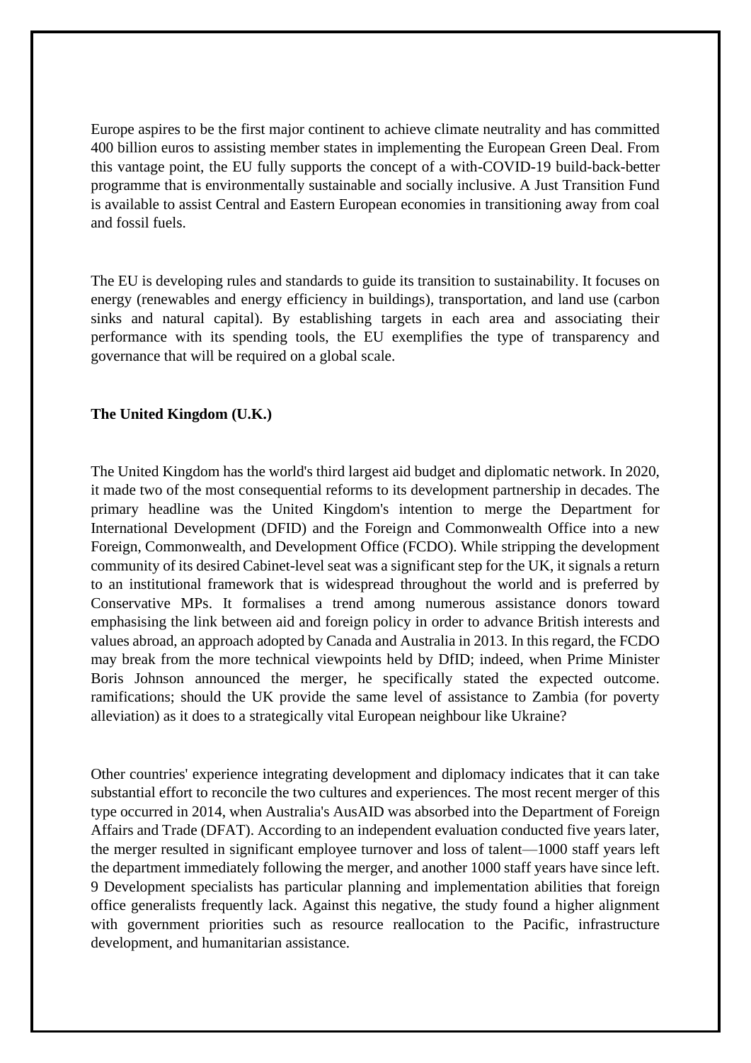Europe aspires to be the first major continent to achieve climate neutrality and has committed 400 billion euros to assisting member states in implementing the European Green Deal. From this vantage point, the EU fully supports the concept of a with-COVID-19 build-back-better programme that is environmentally sustainable and socially inclusive. A Just Transition Fund is available to assist Central and Eastern European economies in transitioning away from coal and fossil fuels.

The EU is developing rules and standards to guide its transition to sustainability. It focuses on energy (renewables and energy efficiency in buildings), transportation, and land use (carbon sinks and natural capital). By establishing targets in each area and associating their performance with its spending tools, the EU exemplifies the type of transparency and governance that will be required on a global scale.

**The United Kingdom (U.K.)**

The United Kingdom has the world's third largest aid budget and diplomatic network. In 2020, it made two of the most consequential reforms to its development partnership in decades. The primary headline was the United Kingdom's intention to merge the Department for International Development (DFID) and the Foreign and Commonwealth Office into a new Foreign, Commonwealth, and Development Office (FCDO). While stripping the development community of its desired Cabinet-level seat was a significant step for the UK, it signals a return to an institutional framework that is widespread throughout the world and is preferred by Conservative MPs. It formalises a trend among numerous assistance donors toward emphasising the link between aid and foreign policy in order to advance British interests and values abroad, an approach adopted by Canada and Australia in 2013. In this regard, the FCDO may break from the more technical viewpoints held by DfID; indeed, when Prime Minister Boris Johnson announced the merger, he specifically stated the expected outcome. ramifications; should the UK provide the same level of assistance to Zambia (for poverty alleviation) as it does to a strategically vital European neighbour like Ukraine?

Other countries' experience integrating development and diplomacy indicates that it can take substantial effort to reconcile the two cultures and experiences. The most recent merger of this type occurred in 2014, when Australia's AusAID was absorbed into the Department of Foreign Affairs and Trade (DFAT). According to an independent evaluation conducted five years later, the merger resulted in significant employee turnover and loss of talent—1000 staff years left the department immediately following the merger, and another 1000 staff years have since left. 9 Development specialists has particular planning and implementation abilities that foreign office generalists frequently lack. Against this negative, the study found a higher alignment with government priorities such as resource reallocation to the Pacific, infrastructure development, and humanitarian assistance.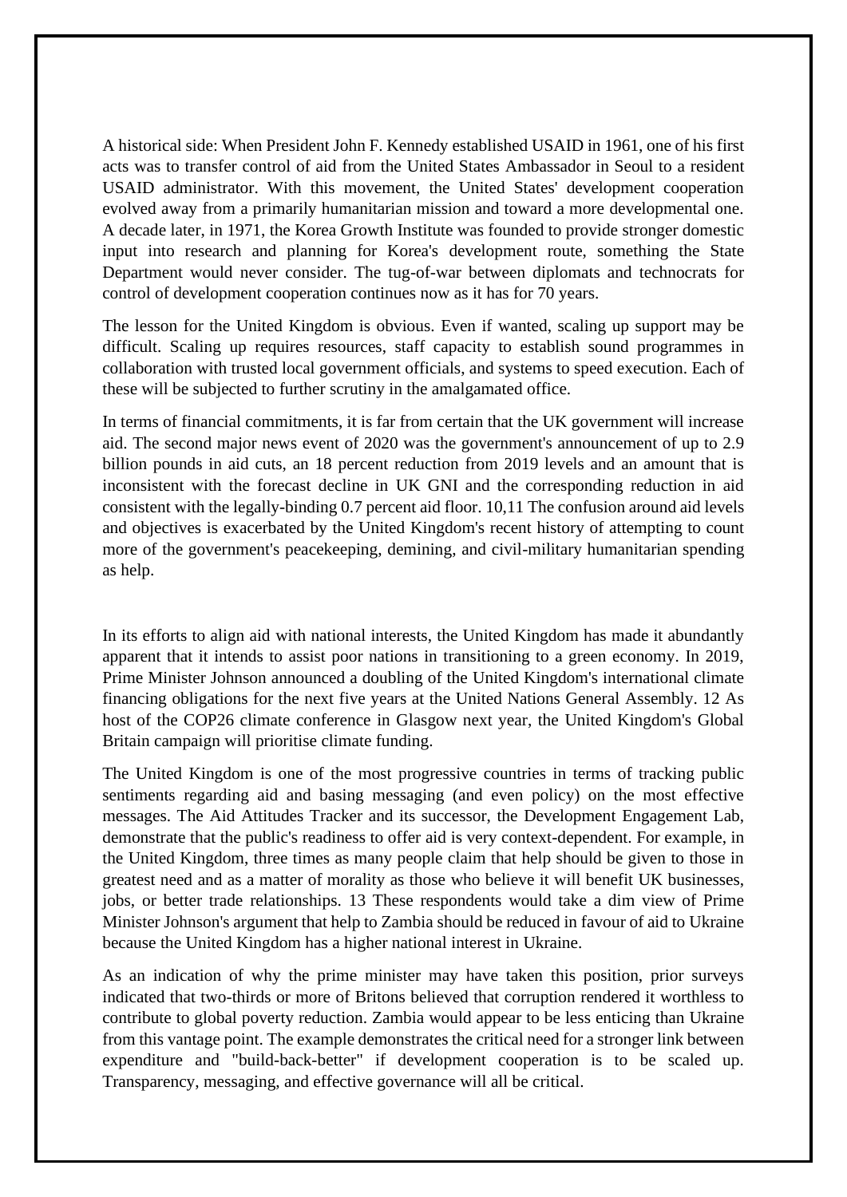A historical side: When President John F. Kennedy established USAID in 1961, one of his first acts was to transfer control of aid from the United States Ambassador in Seoul to a resident USAID administrator. With this movement, the United States' development cooperation evolved away from a primarily humanitarian mission and toward a more developmental one. A decade later, in 1971, the Korea Growth Institute was founded to provide stronger domestic input into research and planning for Korea's development route, something the State Department would never consider. The tug-of-war between diplomats and technocrats for control of development cooperation continues now as it has for 70 years.

The lesson for the United Kingdom is obvious. Even if wanted, scaling up support may be difficult. Scaling up requires resources, staff capacity to establish sound programmes in collaboration with trusted local government officials, and systems to speed execution. Each of these will be subjected to further scrutiny in the amalgamated office.

In terms of financial commitments, it is far from certain that the UK government will increase aid. The second major news event of 2020 was the government's announcement of up to 2.9 billion pounds in aid cuts, an 18 percent reduction from 2019 levels and an amount that is inconsistent with the forecast decline in UK GNI and the corresponding reduction in aid consistent with the legally-binding 0.7 percent aid floor. [10,11] The confusion around aid levels and objectives is exacerbated by the United Kingdom's recent history of attempting to count more of the government's peacekeeping, demining, and civil-military humanitarian spending as help.

In its efforts to align aid with national interests, the United Kingdom has made it abundantly apparent that it intends to assist poor nations in transitioning to a green economy. In 2019, Prime Minister Johnson announced a doubling of the United Kingdom's international climate financing obligations for the next five years at the United Nations General Assembly. [12] As host of the COP26 climate conference in Glasgow next year, the United Kingdom's Global Britain campaign will prioritise climate funding.

The United Kingdom is one of the most progressive countries in terms of tracking public sentiments regarding aid and basing messaging (and even policy) on the most effective messages. The Aid Attitudes Tracker and its successor, the Development Engagement Lab, demonstrate that the public's readiness to offer aid is very context-dependent. For example, in the United Kingdom, three times as many people claim that help should be given to those in greatest need and as a matter of morality as those who believe it will benefit UK businesses, jobs, or better trade relationships. [13] These respondents would take a dim view of Prime Minister Johnson's argument that help to Zambia should be reduced in favour of aid to Ukraine because the United Kingdom has a higher national interest in Ukraine.

As an indication of why the prime minister may have taken this position, prior surveys indicated that two-thirds or more of Britons believed that corruption rendered it worthless to contribute to global poverty reduction. Zambia would appear to be less enticing than Ukraine from this vantage point. The example demonstrates the critical need for a stronger link between expenditure and "build-back-better" if development cooperation is to be scaled up. Transparency, messaging, and effective governance will all be critical.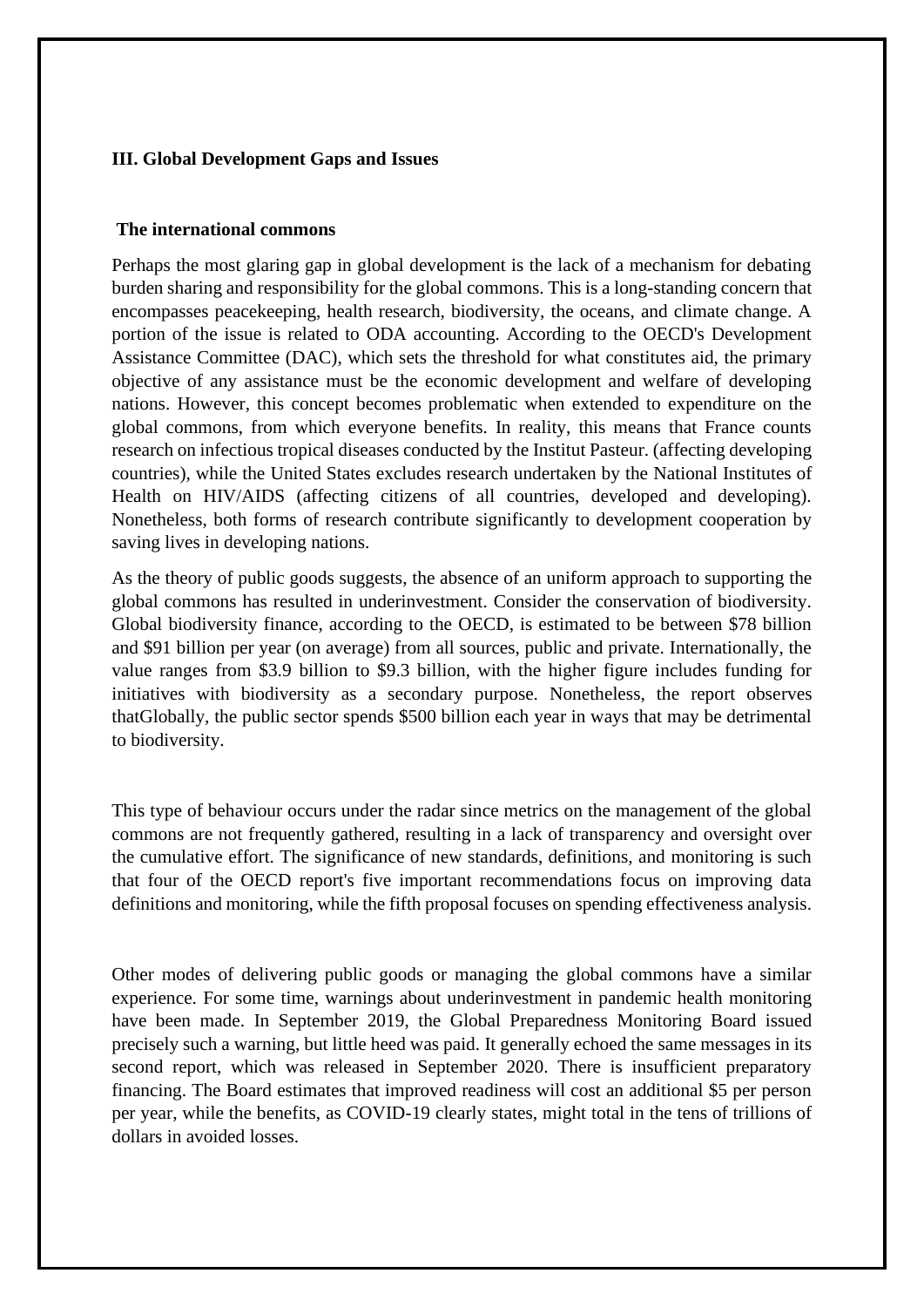## III. Global Development Gaps and Issues

### The international commons

Perhaps the most glaring gap in global development is the lack of a mechanism for debating burden sharing and responsibility for the global commons. This is a long-standing concern that encompasses peacekeeping, health research, biodiversity, the oceans, and climate change. A portion of the issue is related to ODA accounting. According to the OECD's Development Assistance Committee (DAC), which sets the threshold for what constitutes aid, the primary objective of any assistance must be the economic development and welfare of developing nations. However, this concept becomes problematic when extended to expenditure on the global commons, from which everyone benefits. In reality, this means that France counts research on infectious tropical diseases conducted by the Institut Pasteur. (affecting developing countries), while the United States excludes research undertaken by the National Institutes of Health on HIV/AIDS (affecting citizens of all countries, developed and developing). Nonetheless, both forms of research contribute significantly to development cooperation by saving lives in developing nations.

As the theory of public goods suggests, the absence of an uniform approach to supporting the global commons has resulted in underinvestment. Consider the conservation of biodiversity. Global biodiversity finance, according to the OECD, is estimated to be between $78 billion and $91 billion per year (on average) from all sources, public and private. Internationally, the value ranges from $3.9 billion to $9.3 billion, with the higher figure includes funding for initiatives with biodiversity as a secondary purpose. Nonetheless, the report observes thatGlobally, the public sector spends $500 billion each year in ways that may be detrimental to biodiversity.

This type of behaviour occurs under the radar since metrics on the management of the global commons are not frequently gathered, resulting in a lack of transparency and oversight over the cumulative effort. The significance of new standards, definitions, and monitoring is such that four of the OECD report's five important recommendations focus on improving data definitions and monitoring, while the fifth proposal focuses on spending effectiveness analysis.

Other modes of delivering public goods or managing the global commons have a similar experience. For some time, warnings about underinvestment in pandemic health monitoring have been made. In September 2019, the Global Preparedness Monitoring Board issued precisely such a warning, but little heed was paid. It generally echoed the same messages in its second report, which was released in September 2020. There is insufficient preparatory financing. The Board estimates that improved readiness will cost an additional $5 per person per year, while the benefits, as COVID-19 clearly states, might total in the tens of trillions of dollars in avoided losses.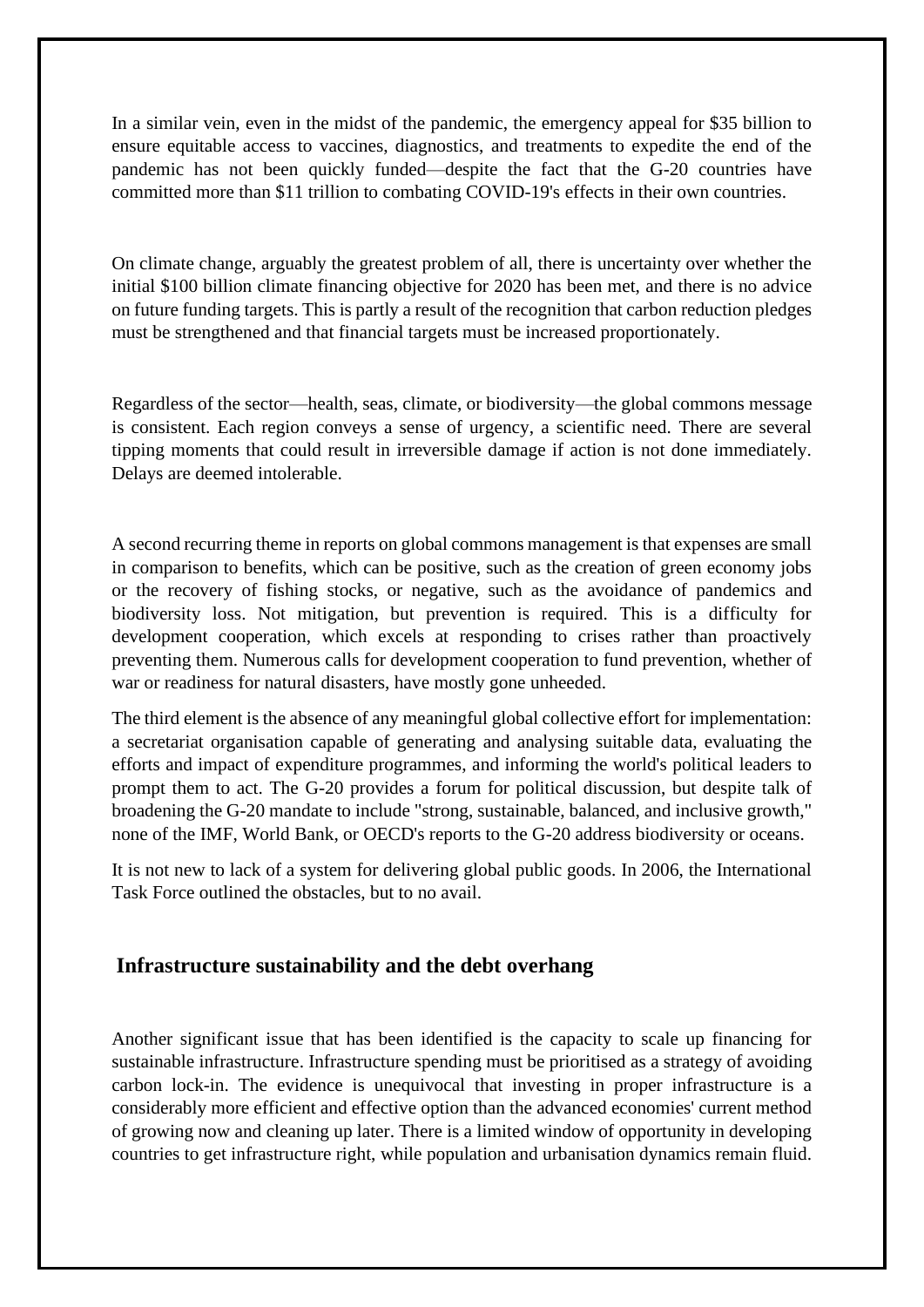In a similar vein, even in the midst of the pandemic, the emergency appeal for $35 billion to ensure equitable access to vaccines, diagnostics, and treatments to expedite the end of the pandemic has not been quickly funded—despite the fact that the G-20 countries have committed more than $11 trillion to combating COVID-19's effects in their own countries.

On climate change, arguably the greatest problem of all, there is uncertainty over whether the initial $100 billion climate financing objective for 2020 has been met, and there is no advice on future funding targets. This is partly a result of the recognition that carbon reduction pledges must be strengthened and that financial targets must be increased proportionately.

Regardless of the sector—health, seas, climate, or biodiversity—the global commons message is consistent. Each region conveys a sense of urgency, a scientific need. There are several tipping moments that could result in irreversible damage if action is not done immediately. Delays are deemed intolerable.

A second recurring theme in reports on global commons management is that expenses are small in comparison to benefits, which can be positive, such as the creation of green economy jobs or the recovery of fishing stocks, or negative, such as the avoidance of pandemics and biodiversity loss. Not mitigation, but prevention is required. This is a difficulty for development cooperation, which excels at responding to crises rather than proactively preventing them. Numerous calls for development cooperation to fund prevention, whether of war or readiness for natural disasters, have mostly gone unheeded.

The third element is the absence of any meaningful global collective effort for implementation: a secretariat organisation capable of generating and analysing suitable data, evaluating the efforts and impact of expenditure programmes, and informing the world's political leaders to prompt them to act. The G-20 provides a forum for political discussion, but despite talk of broadening the G-20 mandate to include "strong, sustainable, balanced, and inclusive growth," none of the IMF, World Bank, or OECD's reports to the G-20 address biodiversity or oceans.

It is not new to lack of a system for delivering global public goods. In 2006, the International Task Force outlined the obstacles, but to no avail.

## Infrastructure sustainability and the debt overhang

Another significant issue that has been identified is the capacity to scale up financing for sustainable infrastructure. Infrastructure spending must be prioritised as a strategy of avoiding carbon lock-in. The evidence is unequivocal that investing in proper infrastructure is a considerably more efficient and effective option than the advanced economies' current method of growing now and cleaning up later. There is a limited window of opportunity in developing countries to get infrastructure right, while population and urbanisation dynamics remain fluid.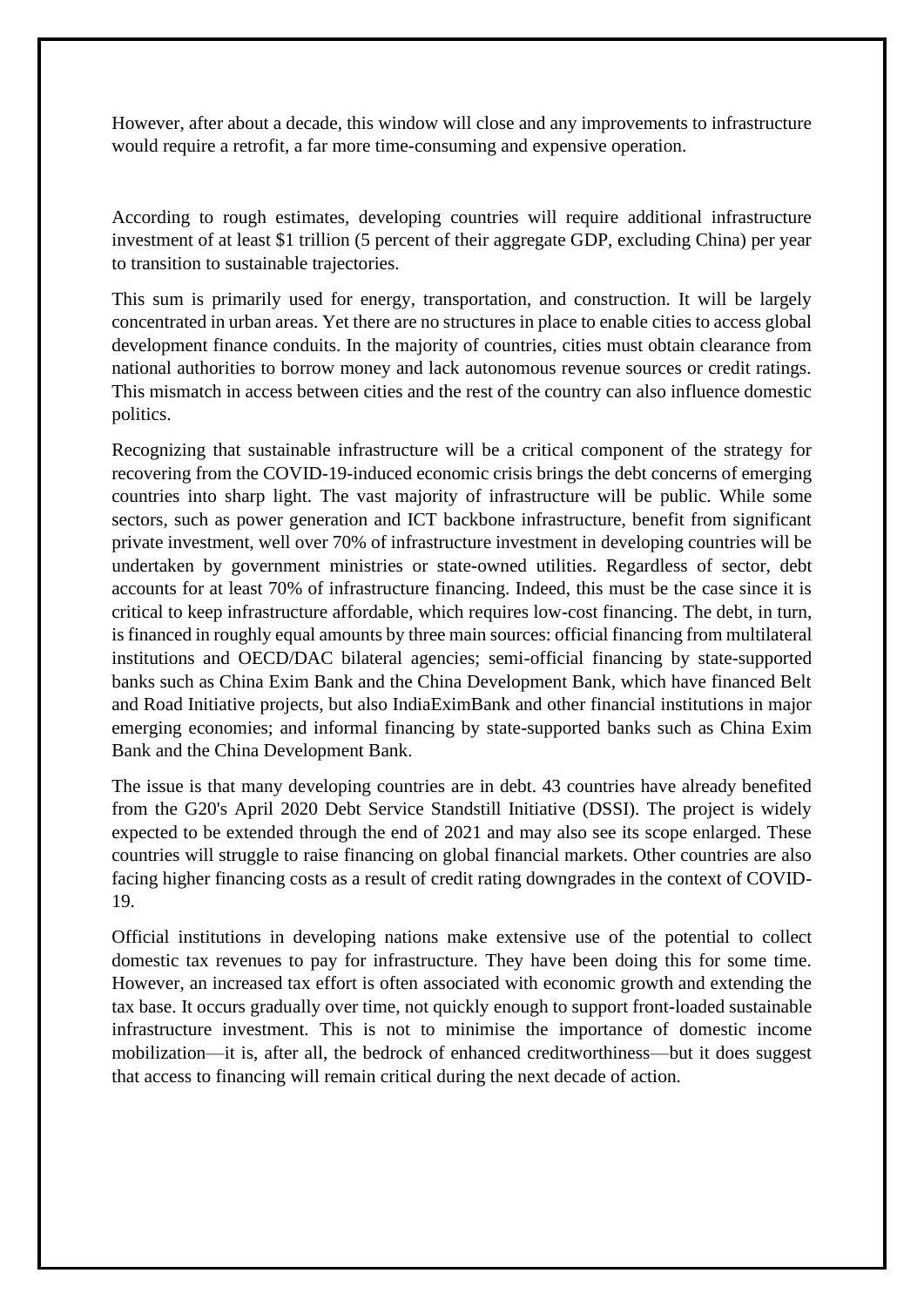However, after about a decade, this window will close and any improvements to infrastructure would require a retrofit, a far more time-consuming and expensive operation.

According to rough estimates, developing countries will require additional infrastructure investment of at least $1 trillion (5 percent of their aggregate GDP, excluding China) per year to transition to sustainable trajectories.

This sum is primarily used for energy, transportation, and construction. It will be largely concentrated in urban areas. Yet there are no structures in place to enable cities to access global development finance conduits. In the majority of countries, cities must obtain clearance from national authorities to borrow money and lack autonomous revenue sources or credit ratings. This mismatch in access between cities and the rest of the country can also influence domestic politics.

Recognizing that sustainable infrastructure will be a critical component of the strategy for recovering from the COVID-19-induced economic crisis brings the debt concerns of emerging countries into sharp light. The vast majority of infrastructure will be public. While some sectors, such as power generation and ICT backbone infrastructure, benefit from significant private investment, well over 70% of infrastructure investment in developing countries will be undertaken by government ministries or state-owned utilities. Regardless of sector, debt accounts for at least 70% of infrastructure financing. Indeed, this must be the case since it is critical to keep infrastructure affordable, which requires low-cost financing. The debt, in turn, is financed in roughly equal amounts by three main sources: official financing from multilateral institutions and OECD/DAC bilateral agencies; semi-official financing by state-supported banks such as China Exim Bank and the China Development Bank, which have financed Belt and Road Initiative projects, but also IndiaEximBank and other financial institutions in major emerging economies; and informal financing by state-supported banks such as China Exim Bank and the China Development Bank.

The issue is that many developing countries are in debt. 43 countries have already benefited from the G20's April 2020 Debt Service Standstill Initiative (DSSI). The project is widely expected to be extended through the end of 2021 and may also see its scope enlarged. These countries will struggle to raise financing on global financial markets. Other countries are also facing higher financing costs as a result of credit rating downgrades in the context of COVID-19.

Official institutions in developing nations make extensive use of the potential to collect domestic tax revenues to pay for infrastructure. They have been doing this for some time. However, an increased tax effort is often associated with economic growth and extending the tax base. It occurs gradually over time, not quickly enough to support front-loaded sustainable infrastructure investment. This is not to minimise the importance of domestic income mobilization—it is, after all, the bedrock of enhanced creditworthiness—but it does suggest that access to financing will remain critical during the next decade of action.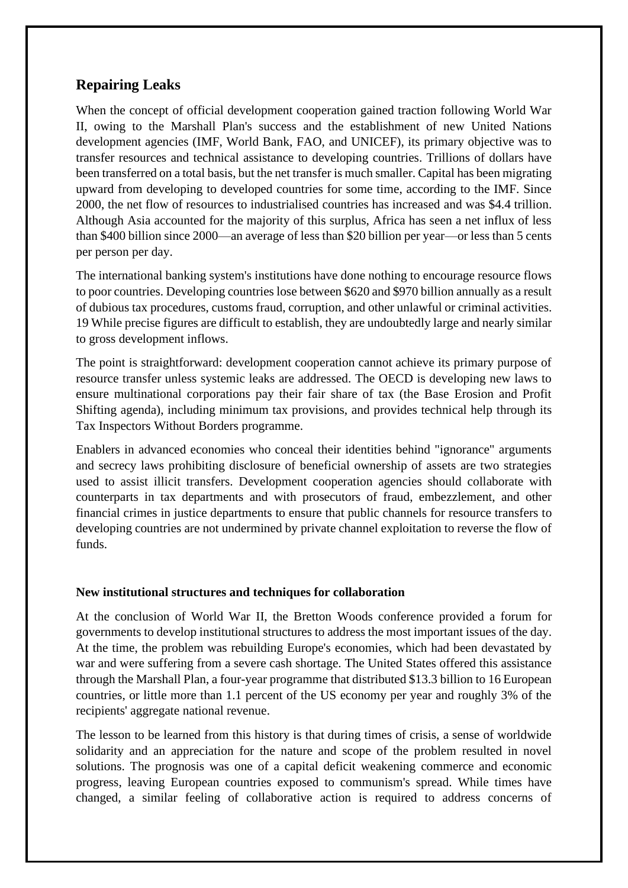## Repairing Leaks

When the concept of official development cooperation gained traction following World War II, owing to the Marshall Plan's success and the establishment of new United Nations development agencies (IMF, World Bank, FAO, and UNICEF), its primary objective was to transfer resources and technical assistance to developing countries. Trillions of dollars have been transferred on a total basis, but the net transfer is much smaller. Capital has been migrating upward from developing to developed countries for some time, according to the IMF. Since 2000, the net flow of resources to industrialised countries has increased and was $4.4 trillion. Although Asia accounted for the majority of this surplus, Africa has seen a net influx of less than $400 billion since 2000—an average of less than $20 billion per year—or less than 5 cents per person per day.

The international banking system's institutions have done nothing to encourage resource flows to poor countries. Developing countries lose between $620 and $970 billion annually as a result of dubious tax procedures, customs fraud, corruption, and other unlawful or criminal activities. 19 While precise figures are difficult to establish, they are undoubtedly large and nearly similar to gross development inflows.

The point is straightforward: development cooperation cannot achieve its primary purpose of resource transfer unless systemic leaks are addressed. The OECD is developing new laws to ensure multinational corporations pay their fair share of tax (the Base Erosion and Profit Shifting agenda), including minimum tax provisions, and provides technical help through its Tax Inspectors Without Borders programme.

Enablers in advanced economies who conceal their identities behind "ignorance" arguments and secrecy laws prohibiting disclosure of beneficial ownership of assets are two strategies used to assist illicit transfers. Development cooperation agencies should collaborate with counterparts in tax departments and with prosecutors of fraud, embezzlement, and other financial crimes in justice departments to ensure that public channels for resource transfers to developing countries are not undermined by private channel exploitation to reverse the flow of funds.

### New institutional structures and techniques for collaboration

At the conclusion of World War II, the Bretton Woods conference provided a forum for governments to develop institutional structures to address the most important issues of the day. At the time, the problem was rebuilding Europe's economies, which had been devastated by war and were suffering from a severe cash shortage. The United States offered this assistance through the Marshall Plan, a four-year programme that distributed $13.3 billion to 16 European countries, or little more than 1.1 percent of the US economy per year and roughly 3% of the recipients' aggregate national revenue.

The lesson to be learned from this history is that during times of crisis, a sense of worldwide solidarity and an appreciation for the nature and scope of the problem resulted in novel solutions. The prognosis was one of a capital deficit weakening commerce and economic progress, leaving European countries exposed to communism's spread. While times have changed, a similar feeling of collaborative action is required to address concerns of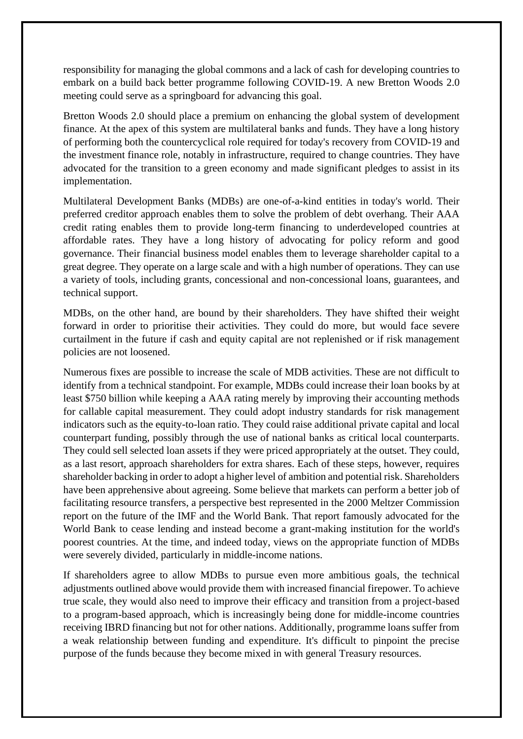responsibility for managing the global commons and a lack of cash for developing countries to embark on a build back better programme following COVID-19. A new Bretton Woods 2.0 meeting could serve as a springboard for advancing this goal.

Bretton Woods 2.0 should place a premium on enhancing the global system of development finance. At the apex of this system are multilateral banks and funds. They have a long history of performing both the countercyclical role required for today's recovery from COVID-19 and the investment finance role, notably in infrastructure, required to change countries. They have advocated for the transition to a green economy and made significant pledges to assist in its implementation.

Multilateral Development Banks (MDBs) are one-of-a-kind entities in today's world. Their preferred creditor approach enables them to solve the problem of debt overhang. Their AAA credit rating enables them to provide long-term financing to underdeveloped countries at affordable rates. They have a long history of advocating for policy reform and good governance. Their financial business model enables them to leverage shareholder capital to a great degree. They operate on a large scale and with a high number of operations. They can use a variety of tools, including grants, concessional and non-concessional loans, guarantees, and technical support.

MDBs, on the other hand, are bound by their shareholders. They have shifted their weight forward in order to prioritise their activities. They could do more, but would face severe curtailment in the future if cash and equity capital are not replenished or if risk management policies are not loosened.

Numerous fixes are possible to increase the scale of MDB activities. These are not difficult to identify from a technical standpoint. For example, MDBs could increase their loan books by at least $750 billion while keeping a AAA rating merely by improving their accounting methods for callable capital measurement. They could adopt industry standards for risk management indicators such as the equity-to-loan ratio. They could raise additional private capital and local counterpart funding, possibly through the use of national banks as critical local counterparts. They could sell selected loan assets if they were priced appropriately at the outset. They could, as a last resort, approach shareholders for extra shares. Each of these steps, however, requires shareholder backing in order to adopt a higher level of ambition and potential risk. Shareholders have been apprehensive about agreeing. Some believe that markets can perform a better job of facilitating resource transfers, a perspective best represented in the 2000 Meltzer Commission report on the future of the IMF and the World Bank. That report famously advocated for the World Bank to cease lending and instead become a grant-making institution for the world's poorest countries. At the time, and indeed today, views on the appropriate function of MDBs were severely divided, particularly in middle-income nations.

If shareholders agree to allow MDBs to pursue even more ambitious goals, the technical adjustments outlined above would provide them with increased financial firepower. To achieve true scale, they would also need to improve their efficacy and transition from a project-based to a program-based approach, which is increasingly being done for middle-income countries receiving IBRD financing but not for other nations. Additionally, programme loans suffer from a weak relationship between funding and expenditure. It's difficult to pinpoint the precise purpose of the funds because they become mixed in with general Treasury resources.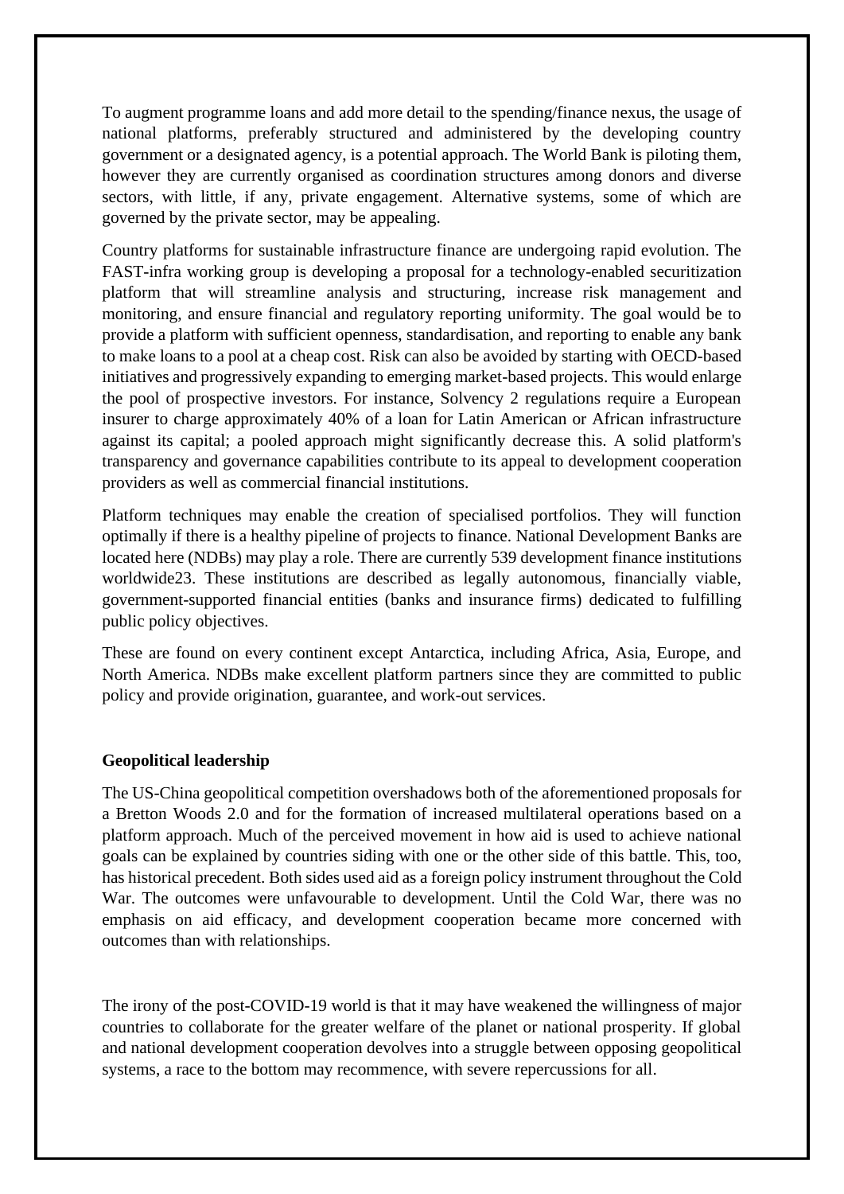To augment programme loans and add more detail to the spending/finance nexus, the usage of national platforms, preferably structured and administered by the developing country government or a designated agency, is a potential approach. The World Bank is piloting them, however they are currently organised as coordination structures among donors and diverse sectors, with little, if any, private engagement. Alternative systems, some of which are governed by the private sector, may be appealing.

Country platforms for sustainable infrastructure finance are undergoing rapid evolution. The FAST-infra working group is developing a proposal for a technology-enabled securitization platform that will streamline analysis and structuring, increase risk management and monitoring, and ensure financial and regulatory reporting uniformity. The goal would be to provide a platform with sufficient openness, standardisation, and reporting to enable any bank to make loans to a pool at a cheap cost. Risk can also be avoided by starting with OECD-based initiatives and progressively expanding to emerging market-based projects. This would enlarge the pool of prospective investors. For instance, Solvency 2 regulations require a European insurer to charge approximately 40% of a loan for Latin American or African infrastructure against its capital; a pooled approach might significantly decrease this. A solid platform's transparency and governance capabilities contribute to its appeal to development cooperation providers as well as commercial financial institutions.

Platform techniques may enable the creation of specialised portfolios. They will function optimally if there is a healthy pipeline of projects to finance. National Development Banks are located here (NDBs) may play a role. There are currently 539 development finance institutions worldwide[23]. These institutions are described as legally autonomous, financially viable, government-supported financial entities (banks and insurance firms) dedicated to fulfilling public policy objectives.

These are found on every continent except Antarctica, including Africa, Asia, Europe, and North America. NDBs make excellent platform partners since they are committed to public policy and provide origination, guarantee, and work-out services.

**Geopolitical leadership**

The US-China geopolitical competition overshadows both of the aforementioned proposals for a Bretton Woods 2.0 and for the formation of increased multilateral operations based on a platform approach. Much of the perceived movement in how aid is used to achieve national goals can be explained by countries siding with one or the other side of this battle. This, too, has historical precedent. Both sides used aid as a foreign policy instrument throughout the Cold War. The outcomes were unfavourable to development. Until the Cold War, there was no emphasis on aid efficacy, and development cooperation became more concerned with outcomes than with relationships.

The irony of the post-COVID-19 world is that it may have weakened the willingness of major countries to collaborate for the greater welfare of the planet or national prosperity. If global and national development cooperation devolves into a struggle between opposing geopolitical systems, a race to the bottom may recommence, with severe repercussions for all.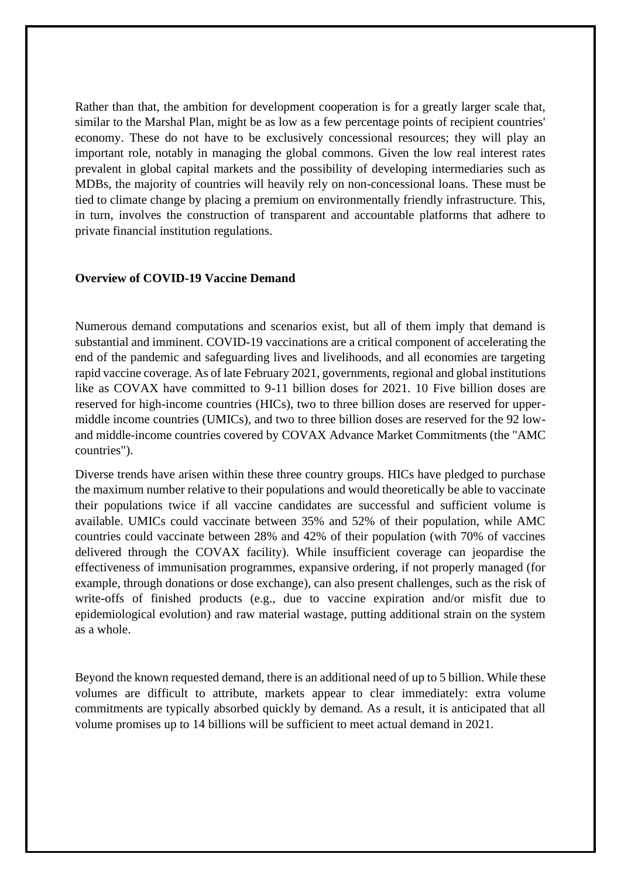Rather than that, the ambition for development cooperation is for a greatly larger scale that, similar to the Marshal Plan, might be as low as a few percentage points of recipient countries' economy. These do not have to be exclusively concessional resources; they will play an important role, notably in managing the global commons. Given the low real interest rates prevalent in global capital markets and the possibility of developing intermediaries such as MDBs, the majority of countries will heavily rely on non-concessional loans. These must be tied to climate change by placing a premium on environmentally friendly infrastructure. This, in turn, involves the construction of transparent and accountable platforms that adhere to private financial institution regulations.

**Overview of COVID-19 Vaccine Demand**

Numerous demand computations and scenarios exist, but all of them imply that demand is substantial and imminent. COVID-19 vaccinations are a critical component of accelerating the end of the pandemic and safeguarding lives and livelihoods, and all economies are targeting rapid vaccine coverage. As of late February 2021, governments, regional and global institutions like as COVAX have committed to 9-11 billion doses for 2021. 10 Five billion doses are reserved for high-income countries (HICs), two to three billion doses are reserved for upper-middle income countries (UMICs), and two to three billion doses are reserved for the 92 low- and middle-income countries covered by COVAX Advance Market Commitments (the "AMC countries").

Diverse trends have arisen within these three country groups. HICs have pledged to purchase the maximum number relative to their populations and would theoretically be able to vaccinate their populations twice if all vaccine candidates are successful and sufficient volume is available. UMICs could vaccinate between 35% and 52% of their population, while AMC countries could vaccinate between 28% and 42% of their population (with 70% of vaccines delivered through the COVAX facility). While insufficient coverage can jeopardise the effectiveness of immunisation programmes, expansive ordering, if not properly managed (for example, through donations or dose exchange), can also present challenges, such as the risk of write-offs of finished products (e.g., due to vaccine expiration and/or misfit due to epidemiological evolution) and raw material wastage, putting additional strain on the system as a whole.

Beyond the known requested demand, there is an additional need of up to 5 billion. While these volumes are difficult to attribute, markets appear to clear immediately: extra volume commitments are typically absorbed quickly by demand. As a result, it is anticipated that all volume promises up to 14 billions will be sufficient to meet actual demand in 2021.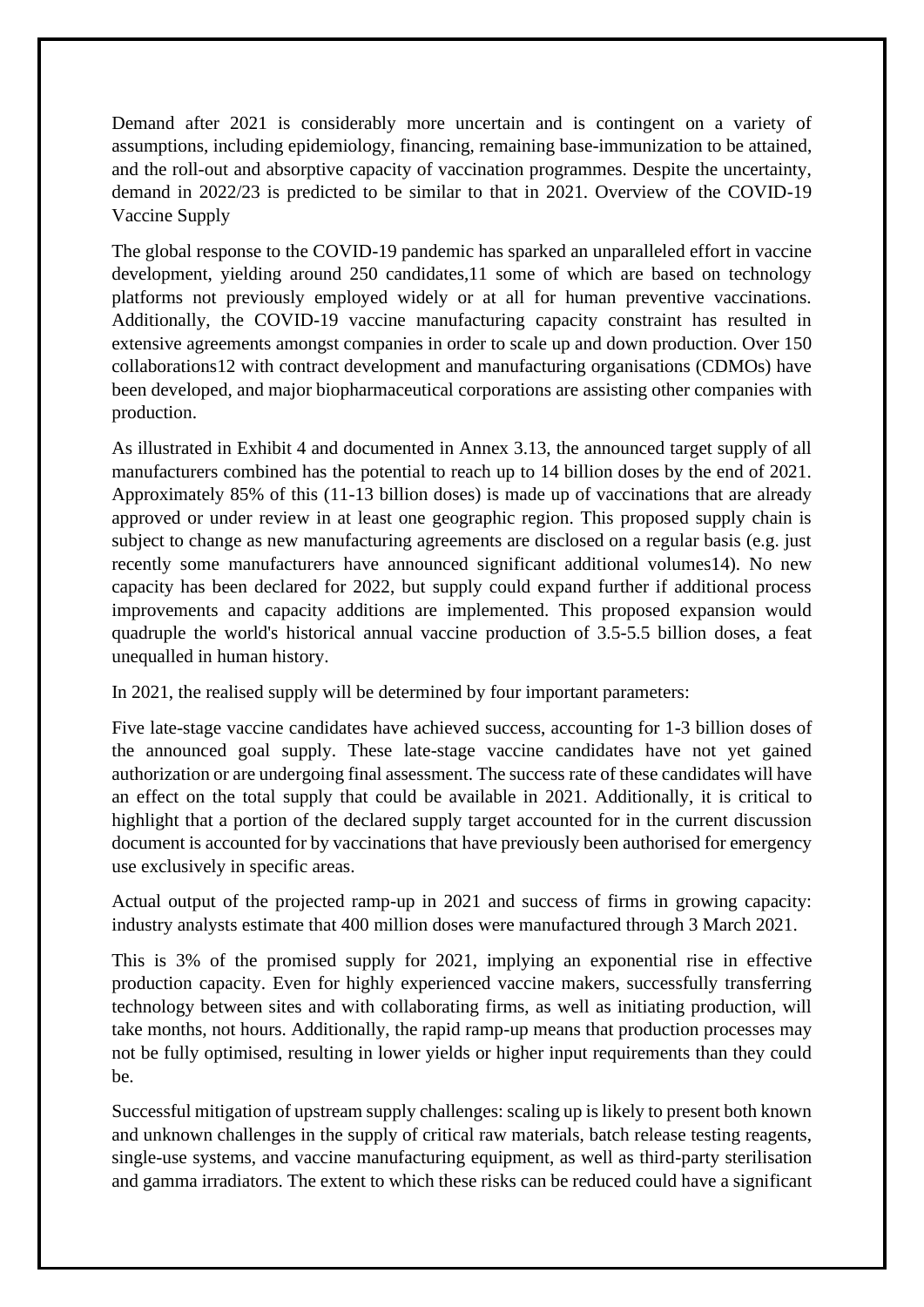Demand after 2021 is considerably more uncertain and is contingent on a variety of assumptions, including epidemiology, financing, remaining base-immunization to be attained, and the roll-out and absorptive capacity of vaccination programmes. Despite the uncertainty, demand in 2022/23 is predicted to be similar to that in 2021. Overview of the COVID-19 Vaccine Supply

The global response to the COVID-19 pandemic has sparked an unparalleled effort in vaccine development, yielding around 250 candidates,[11] some of which are based on technology platforms not previously employed widely or at all for human preventive vaccinations. Additionally, the COVID-19 vaccine manufacturing capacity constraint has resulted in extensive agreements amongst companies in order to scale up and down production. Over 150 collaborations[12] with contract development and manufacturing organisations (CDMOs) have been developed, and major biopharmaceutical corporations are assisting other companies with production.

As illustrated in Exhibit 4 and documented in Annex 3.13, the announced target supply of all manufacturers combined has the potential to reach up to 14 billion doses by the end of 2021. Approximately 85% of this (11-13 billion doses) is made up of vaccinations that are already approved or under review in at least one geographic region. This proposed supply chain is subject to change as new manufacturing agreements are disclosed on a regular basis (e.g. just recently some manufacturers have announced significant additional volumes[14]). No new capacity has been declared for 2022, but supply could expand further if additional process improvements and capacity additions are implemented. This proposed expansion would quadruple the world's historical annual vaccine production of 3.5-5.5 billion doses, a feat unequalled in human history.

In 2021, the realised supply will be determined by four important parameters:

Five late-stage vaccine candidates have achieved success, accounting for 1-3 billion doses of the announced goal supply. These late-stage vaccine candidates have not yet gained authorization or are undergoing final assessment. The success rate of these candidates will have an effect on the total supply that could be available in 2021. Additionally, it is critical to highlight that a portion of the declared supply target accounted for in the current discussion document is accounted for by vaccinations that have previously been authorised for emergency use exclusively in specific areas.

Actual output of the projected ramp-up in 2021 and success of firms in growing capacity: industry analysts estimate that 400 million doses were manufactured through 3 March 2021.

This is 3% of the promised supply for 2021, implying an exponential rise in effective production capacity. Even for highly experienced vaccine makers, successfully transferring technology between sites and with collaborating firms, as well as initiating production, will take months, not hours. Additionally, the rapid ramp-up means that production processes may not be fully optimised, resulting in lower yields or higher input requirements than they could be.

Successful mitigation of upstream supply challenges: scaling up is likely to present both known and unknown challenges in the supply of critical raw materials, batch release testing reagents, single-use systems, and vaccine manufacturing equipment, as well as third-party sterilisation and gamma irradiators. The extent to which these risks can be reduced could have a significant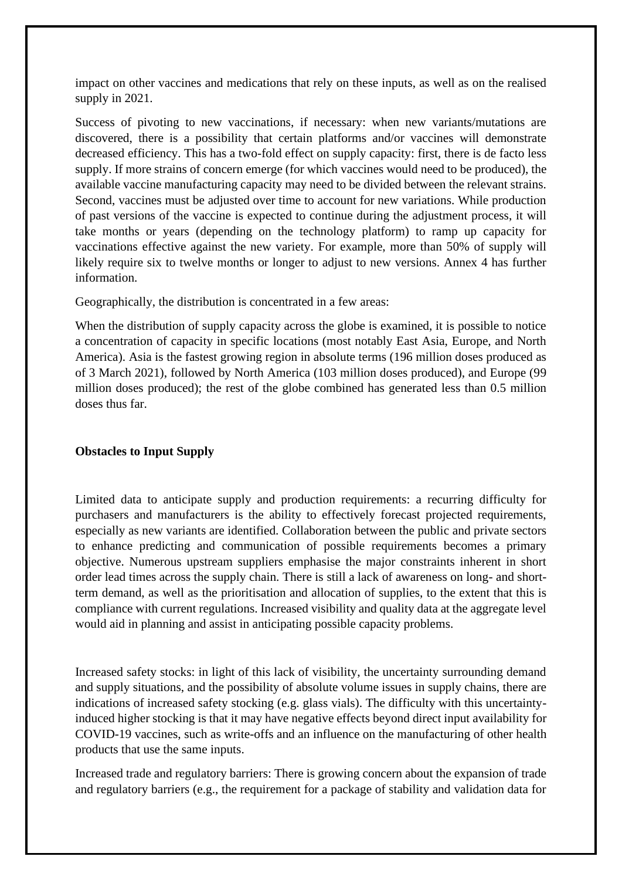impact on other vaccines and medications that rely on these inputs, as well as on the realised supply in 2021.

Success of pivoting to new vaccinations, if necessary: when new variants/mutations are discovered, there is a possibility that certain platforms and/or vaccines will demonstrate decreased efficiency. This has a two-fold effect on supply capacity: first, there is de facto less supply. If more strains of concern emerge (for which vaccines would need to be produced), the available vaccine manufacturing capacity may need to be divided between the relevant strains. Second, vaccines must be adjusted over time to account for new variations. While production of past versions of the vaccine is expected to continue during the adjustment process, it will take months or years (depending on the technology platform) to ramp up capacity for vaccinations effective against the new variety. For example, more than 50% of supply will likely require six to twelve months or longer to adjust to new versions. Annex 4 has further information.

Geographically, the distribution is concentrated in a few areas:

When the distribution of supply capacity across the globe is examined, it is possible to notice a concentration of capacity in specific locations (most notably East Asia, Europe, and North America). Asia is the fastest growing region in absolute terms (196 million doses produced as of 3 March 2021), followed by North America (103 million doses produced), and Europe (99 million doses produced); the rest of the globe combined has generated less than 0.5 million doses thus far.

**Obstacles to Input Supply**

Limited data to anticipate supply and production requirements: a recurring difficulty for purchasers and manufacturers is the ability to effectively forecast projected requirements, especially as new variants are identified. Collaboration between the public and private sectors to enhance predicting and communication of possible requirements becomes a primary objective. Numerous upstream suppliers emphasise the major constraints inherent in short order lead times across the supply chain. There is still a lack of awareness on long- and short-term demand, as well as the prioritisation and allocation of supplies, to the extent that this is compliance with current regulations. Increased visibility and quality data at the aggregate level would aid in planning and assist in anticipating possible capacity problems.

Increased safety stocks: in light of this lack of visibility, the uncertainty surrounding demand and supply situations, and the possibility of absolute volume issues in supply chains, there are indications of increased safety stocking (e.g. glass vials). The difficulty with this uncertainty-induced higher stocking is that it may have negative effects beyond direct input availability for COVID-19 vaccines, such as write-offs and an influence on the manufacturing of other health products that use the same inputs.

Increased trade and regulatory barriers: There is growing concern about the expansion of trade and regulatory barriers (e.g., the requirement for a package of stability and validation data for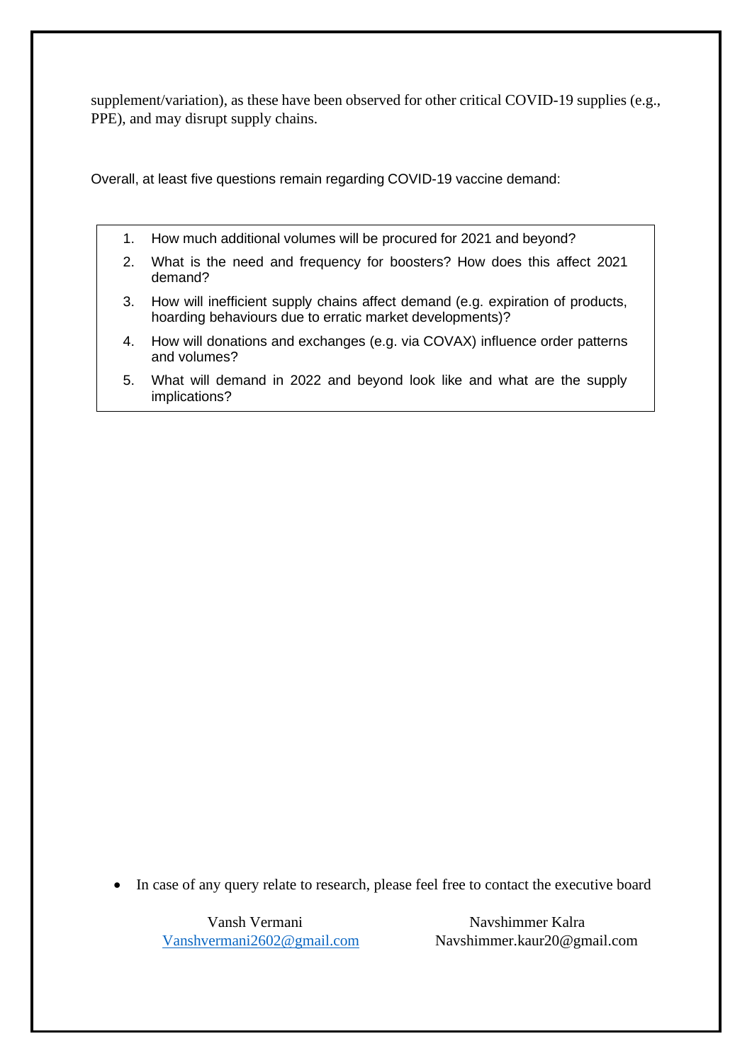supplement/variation), as these have been observed for other critical COVID-19 supplies (e.g., PPE), and may disrupt supply chains.

Overall, at least five questions remain regarding COVID-19 vaccine demand:

1. How much additional volumes will be procured for 2021 and beyond?
2. What is the need and frequency for boosters? How does this affect 2021 demand?
3. How will inefficient supply chains affect demand (e.g. expiration of products, hoarding behaviours due to erratic market developments)?
4. How will donations and exchanges (e.g. via COVAX) influence order patterns and volumes?
5. What will demand in 2022 and beyond look like and what are the supply implications?

- In case of any query relate to research, please feel free to contact the executive board

Vansh Vermani
Vanshvermani2602@gmail.com

Navshimmer Kalra
Navshimmer.kaur20@gmail.com